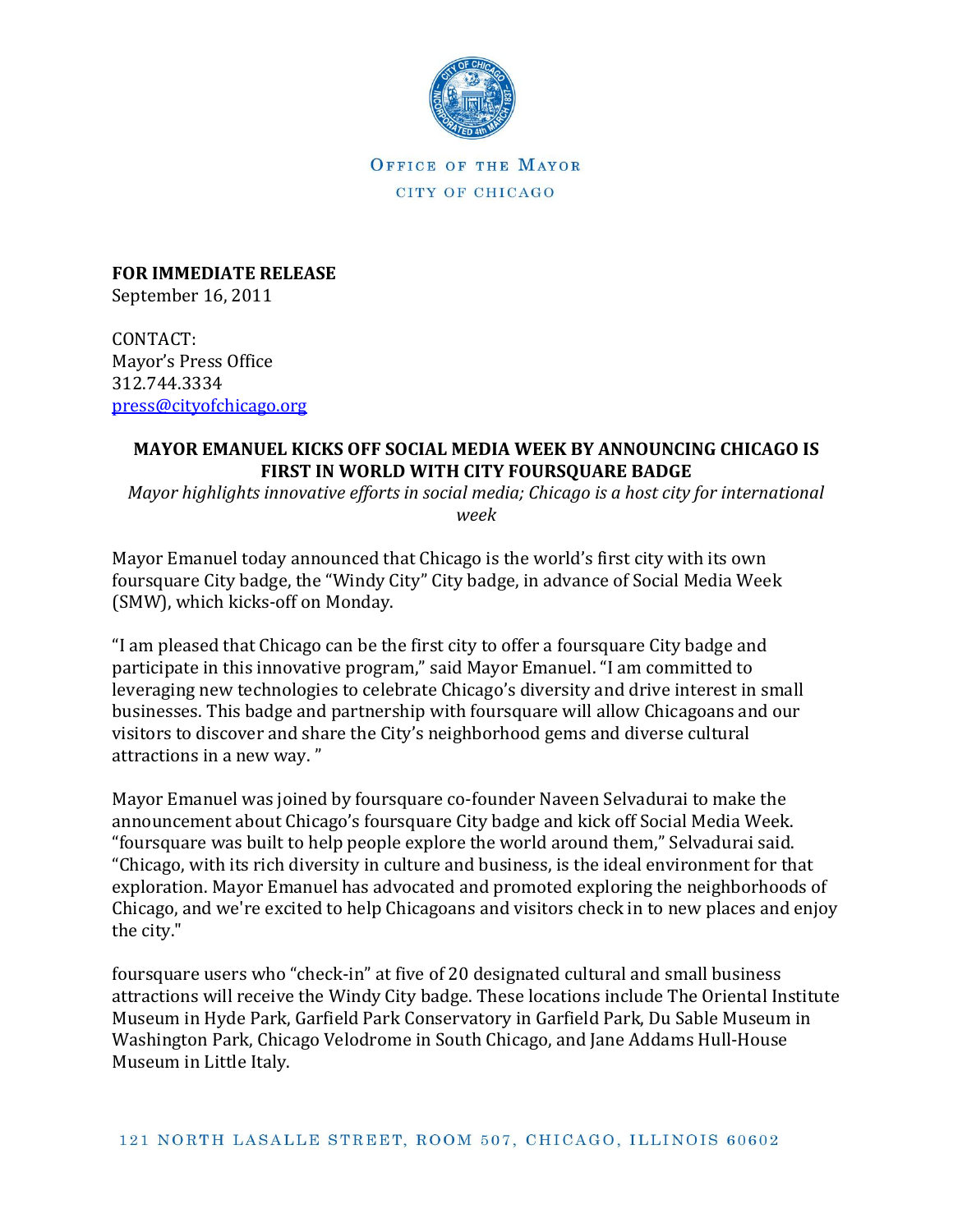OFFICE OF THE MAYOR

CITY OF CHICAGO

**FOR IMMEDIATE RELEASE**
September 16, 2011

CONTACT:
Mayor's Press Office
312.744.3334
press@cityofchicago.org

**MAYOR EMANUEL KICKS OFF SOCIAL MEDIA WEEK BY ANNOUNCING CHICAGO IS FIRST IN WORLD WITH CITY FOURSQUARE BADGE**

*Mayor highlights innovative efforts in social media; Chicago is a host city for international week*

Mayor Emanuel today announced that Chicago is the world's first city with its own foursquare City badge, the "Windy City" City badge, in advance of Social Media Week (SMW), which kicks-off on Monday.

"I am pleased that Chicago can be the first city to offer a foursquare City badge and participate in this innovative program," said Mayor Emanuel. "I am committed to leveraging new technologies to celebrate Chicago's diversity and drive interest in small businesses. This badge and partnership with foursquare will allow Chicagoans and our visitors to discover and share the City's neighborhood gems and diverse cultural attractions in a new way. "

Mayor Emanuel was joined by foursquare co-founder Naveen Selvadurai to make the announcement about Chicago's foursquare City badge and kick off Social Media Week. "foursquare was built to help people explore the world around them," Selvadurai said. "Chicago, with its rich diversity in culture and business, is the ideal environment for that exploration. Mayor Emanuel has advocated and promoted exploring the neighborhoods of Chicago, and we're excited to help Chicagoans and visitors check in to new places and enjoy the city."

foursquare users who "check-in" at five of 20 designated cultural and small business attractions will receive the Windy City badge. These locations include The Oriental Institute Museum in Hyde Park, Garfield Park Conservatory in Garfield Park, Du Sable Museum in Washington Park, Chicago Velodrome in South Chicago, and Jane Addams Hull-House Museum in Little Italy.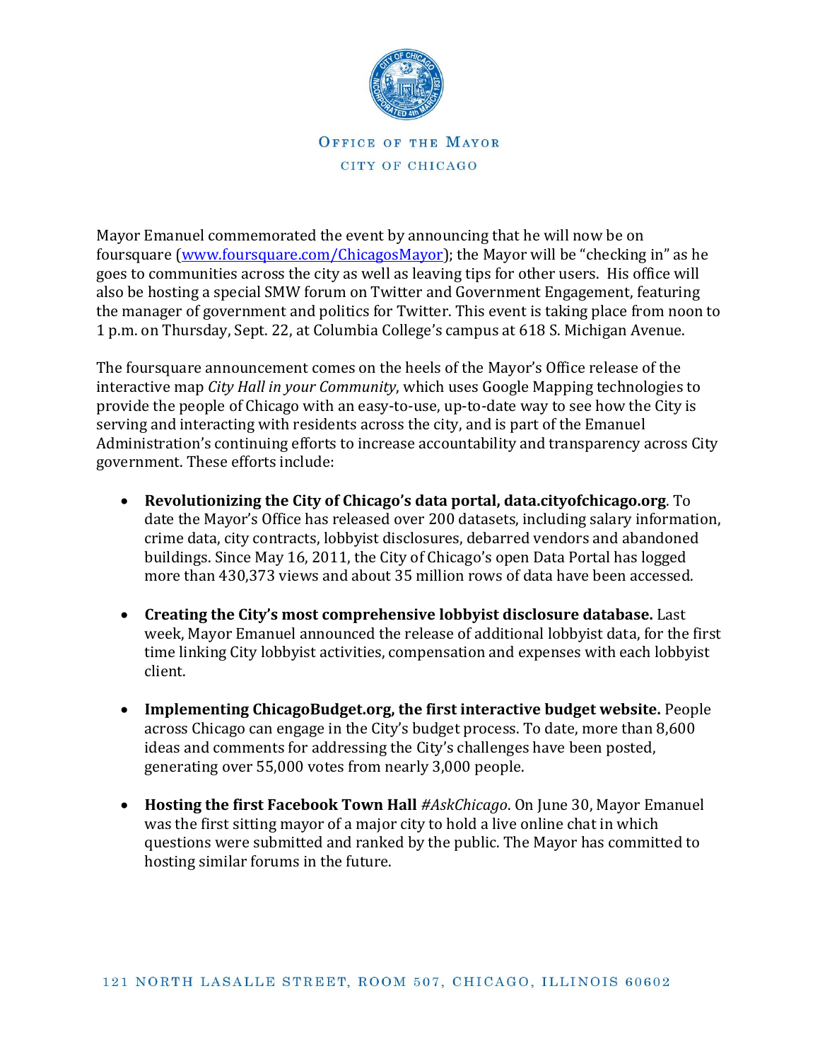Mayor Emanuel commemorated the event by announcing that he will now be on foursquare (www.foursquare.com/ChicagosMayor); the Mayor will be "checking in" as he goes to communities across the city as well as leaving tips for other users. His office will also be hosting a special SMW forum on Twitter and Government Engagement, featuring the manager of government and politics for Twitter. This event is taking place from noon to 1 p.m. on Thursday, Sept. 22, at Columbia College's campus at 618 S. Michigan Avenue.

The foursquare announcement comes on the heels of the Mayor's Office release of the interactive map *City Hall in your Community*, which uses Google Mapping technologies to provide the people of Chicago with an easy-to-use, up-to-date way to see how the City is serving and interacting with residents across the city, and is part of the Emanuel Administration's continuing efforts to increase accountability and transparency across City government. These efforts include:

- **Revolutionizing the City of Chicago's data portal, data.cityofchicago.org**. To date the Mayor's Office has released over 200 datasets, including salary information, crime data, city contracts, lobbyist disclosures, debarred vendors and abandoned buildings. Since May 16, 2011, the City of Chicago's open Data Portal has logged more than 430,373 views and about 35 million rows of data have been accessed.

- **Creating the City's most comprehensive lobbyist disclosure database.** Last week, Mayor Emanuel announced the release of additional lobbyist data, for the first time linking City lobbyist activities, compensation and expenses with each lobbyist client.

- **Implementing ChicagoBudget.org, the first interactive budget website.** People across Chicago can engage in the City's budget process. To date, more than 8,600 ideas and comments for addressing the City's challenges have been posted, generating over 55,000 votes from nearly 3,000 people.

- **Hosting the first Facebook Town Hall** *#AskChicago*. On June 30, Mayor Emanuel was the first sitting mayor of a major city to hold a live online chat in which questions were submitted and ranked by the public. The Mayor has committed to hosting similar forums in the future.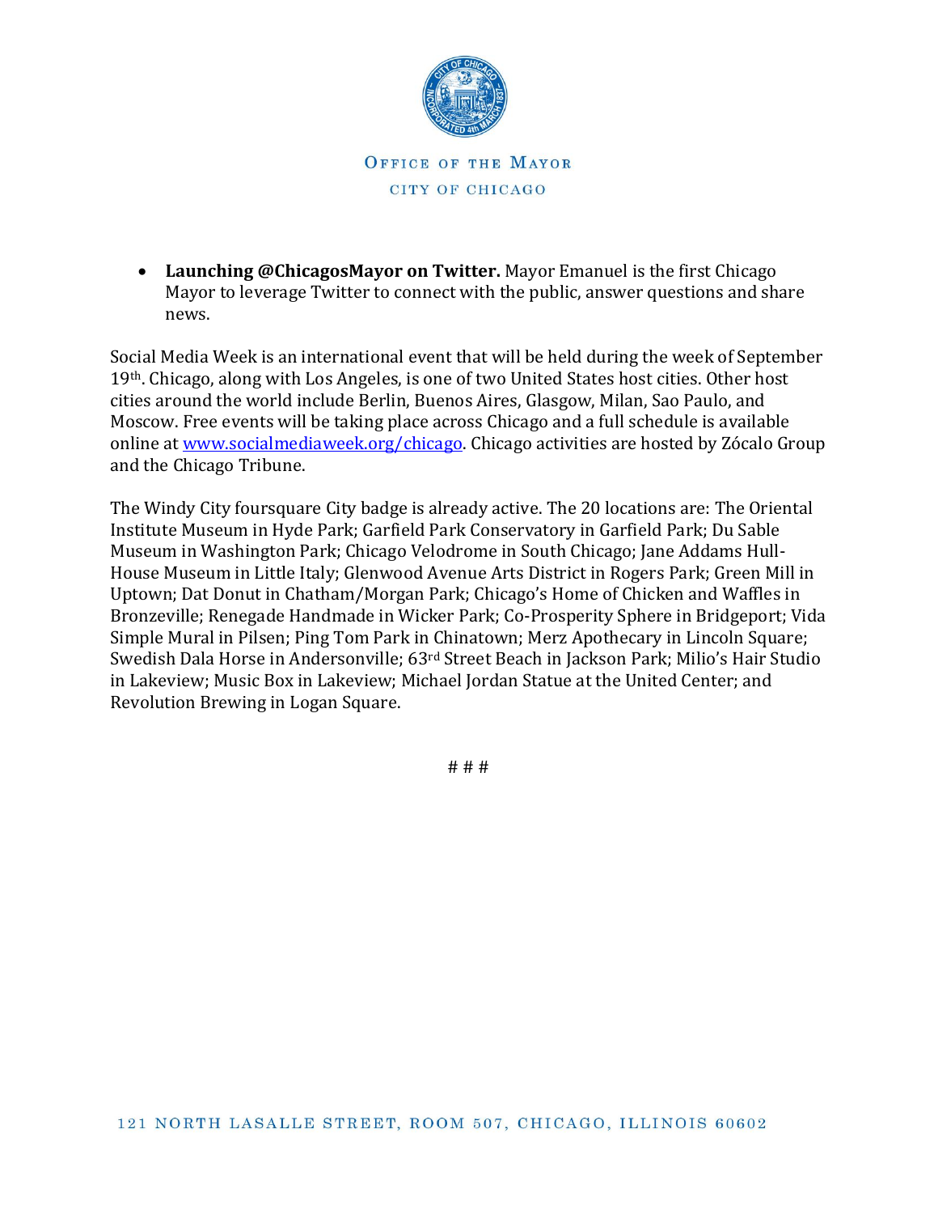- **Launching @ChicagosMayor on Twitter.** Mayor Emanuel is the first Chicago Mayor to leverage Twitter to connect with the public, answer questions and share news.

Social Media Week is an international event that will be held during the week of September 19th. Chicago, along with Los Angeles, is one of two United States host cities. Other host cities around the world include Berlin, Buenos Aires, Glasgow, Milan, Sao Paulo, and Moscow. Free events will be taking place across Chicago and a full schedule is available online at [www.socialmediaweek.org/chicago](www.socialmediaweek.org/chicago). Chicago activities are hosted by Zócalo Group and the Chicago Tribune.

The Windy City foursquare City badge is already active. The 20 locations are: The Oriental Institute Museum in Hyde Park; Garfield Park Conservatory in Garfield Park; Du Sable Museum in Washington Park; Chicago Velodrome in South Chicago; Jane Addams Hull-House Museum in Little Italy; Glenwood Avenue Arts District in Rogers Park; Green Mill in Uptown; Dat Donut in Chatham/Morgan Park; Chicago's Home of Chicken and Waffles in Bronzeville; Renegade Handmade in Wicker Park; Co-Prosperity Sphere in Bridgeport; Vida Simple Mural in Pilsen; Ping Tom Park in Chinatown; Merz Apothecary in Lincoln Square; Swedish Dala Horse in Andersonville; 63rd Street Beach in Jackson Park; Milio's Hair Studio in Lakeview; Music Box in Lakeview; Michael Jordan Statue at the United Center; and Revolution Brewing in Logan Square.

# # #